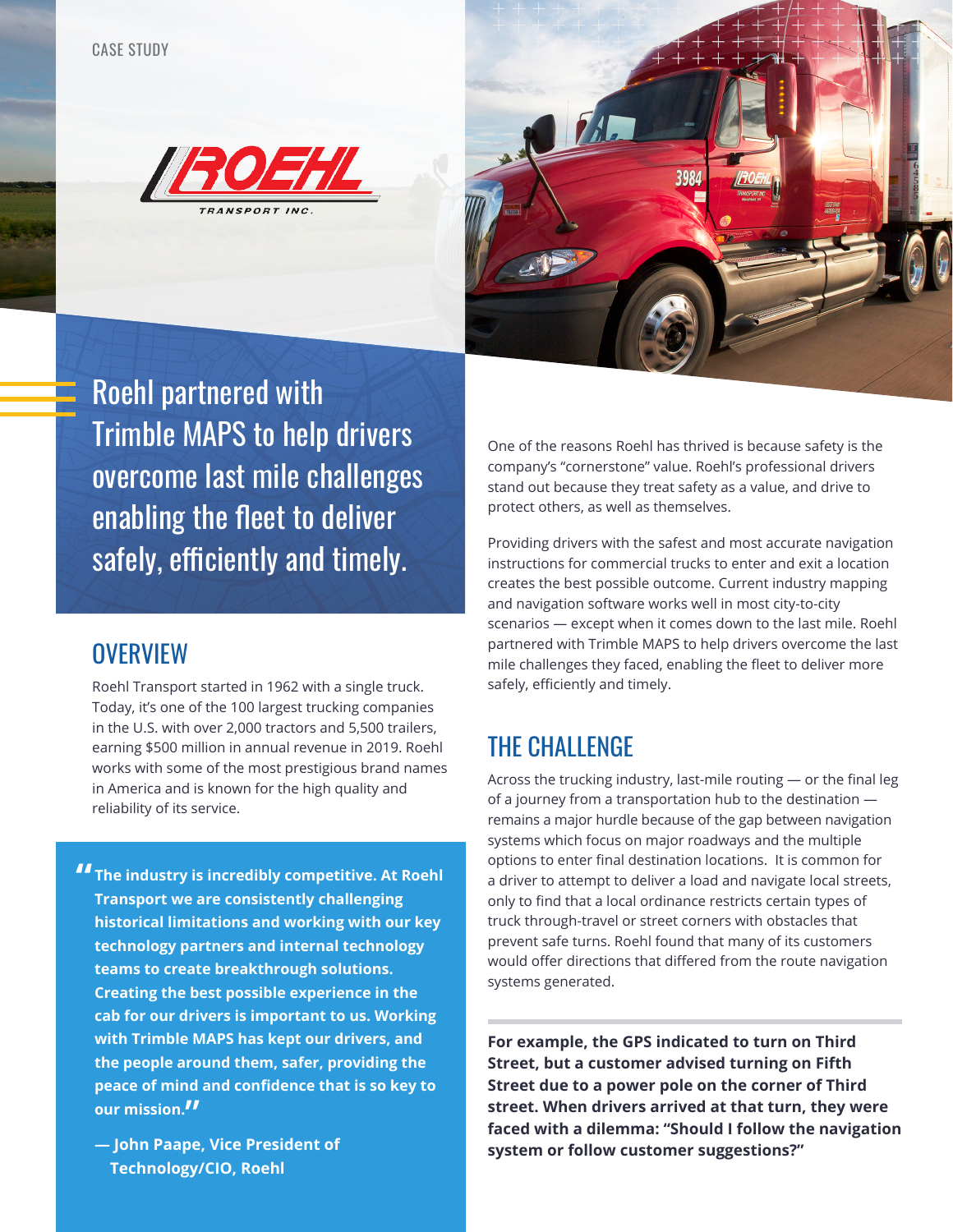CASE STUDY

ROEHL TRANSPORT INC.

# Roehl partnered with Trimble MAPS to help drivers overcome last mile challenges enabling the fleet to deliver safely, efficiently and timely.

## OVERVIEW

Roehl Transport started in 1962 with a single truck. Today, it's one of the 100 largest trucking companies in the U.S. with over 2,000 tractors and 5,500 trailers, earning $500 million in annual revenue in 2019. Roehl works with some of the most prestigious brand names in America and is known for the high quality and reliability of its service.

> **"The industry is incredibly competitive. At Roehl Transport we are consistently challenging historical limitations and working with our key technology partners and internal technology teams to create breakthrough solutions. Creating the best possible experience in the cab for our drivers is important to us. Working with Trimble MAPS has kept our drivers, and the people around them, safer, providing the peace of mind and confidence that is so key to our mission."**
>
> **— John Paape, Vice President of Technology/CIO, Roehl**

One of the reasons Roehl has thrived is because safety is the company's "cornerstone" value. Roehl's professional drivers stand out because they treat safety as a value, and drive to protect others, as well as themselves.

Providing drivers with the safest and most accurate navigation instructions for commercial trucks to enter and exit a location creates the best possible outcome. Current industry mapping and navigation software works well in most city-to-city scenarios — except when it comes down to the last mile. Roehl partnered with Trimble MAPS to help drivers overcome the last mile challenges they faced, enabling the fleet to deliver more safely, efficiently and timely.

## THE CHALLENGE

Across the trucking industry, last-mile routing — or the final leg of a journey from a transportation hub to the destination — remains a major hurdle because of the gap between navigation systems which focus on major roadways and the multiple options to enter final destination locations. It is common for a driver to attempt to deliver a load and navigate local streets, only to find that a local ordinance restricts certain types of truck through-travel or street corners with obstacles that prevent safe turns. Roehl found that many of its customers would offer directions that differed from the route navigation systems generated.

**For example, the GPS indicated to turn on Third Street, but a customer advised turning on Fifth Street due to a power pole on the corner of Third street. When drivers arrived at that turn, they were faced with a dilemma: "Should I follow the navigation system or follow customer suggestions?"**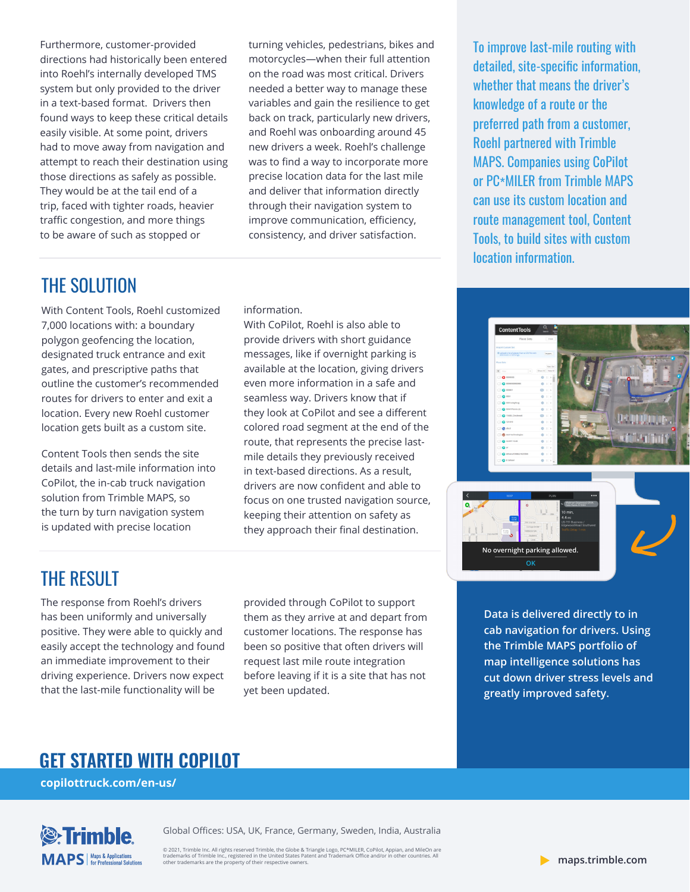Furthermore, customer-provided directions had historically been entered into Roehl's internally developed TMS system but only provided to the driver in a text-based format. Drivers then found ways to keep these critical details easily visible. At some point, drivers had to move away from navigation and attempt to reach their destination using those directions as safely as possible. They would be at the tail end of a trip, faced with tighter roads, heavier traffic congestion, and more things to be aware of such as stopped or turning vehicles, pedestrians, bikes and motorcycles—when their full attention on the road was most critical. Drivers needed a better way to manage these variables and gain the resilience to get back on track, particularly new drivers, and Roehl was onboarding around 45 new drivers a week. Roehl's challenge was to find a way to incorporate more precise location data for the last mile and deliver that information directly through their navigation system to improve communication, efficiency, consistency, and driver satisfaction.

To improve last-mile routing with detailed, site-specific information, whether that means the driver's knowledge of a route or the preferred path from a customer, Roehl partnered with Trimble MAPS. Companies using CoPilot or PC*MILER from Trimble MAPS can use its custom location and route management tool, Content Tools, to build sites with custom location information.

## THE SOLUTION

With Content Tools, Roehl customized 7,000 locations with: a boundary polygon geofencing the location, designated truck entrance and exit gates, and prescriptive paths that outline the customer's recommended routes for drivers to enter and exit a location. Every new Roehl customer location gets built as a custom site.

Content Tools then sends the site details and last-mile information into CoPilot, the in-cab truck navigation solution from Trimble MAPS, so the turn by turn navigation system is updated with precise location information.

With CoPilot, Roehl is also able to provide drivers with short guidance messages, like if overnight parking is available at the location, giving drivers even more information in a safe and seamless way. Drivers know that if they look at CoPilot and see a different colored road segment at the end of the route, that represents the precise last-mile details they previously received in text-based directions. As a result, drivers are now confident and able to focus on one trusted navigation source, keeping their attention on safety as they approach their final destination.

## THE RESULT

The response from Roehl's drivers has been uniformly and universally positive. They were able to quickly and easily accept the technology and found an immediate improvement to their driving experience. Drivers now expect that the last-mile functionality will be provided through CoPilot to support them as they arrive at and depart from customer locations. The response has been so positive that often drivers will request last mile route integration before leaving if it is a site that has not yet been updated.

No overnight parking allowed.

OK

Data is delivered directly to in cab navigation for drivers. Using the Trimble MAPS portfolio of map intelligence solutions has cut down driver stress levels and greatly improved safety.

## GET STARTED WITH COPILOT

copilottruck.com/en-us/

Trimble MAPS | Maps & Applications for Professional Solutions

Global Offices: USA, UK, France, Germany, Sweden, India, Australia

© 2021, Trimble Inc. All rights reserved Trimble, the Globe & Triangle Logo, PC*MILER, CoPilot, Appian, and MileOn are trademarks of Trimble Inc., registered in the United States Patent and Trademark Office and/or in other countries. All other trademarks are the property of their respective owners.

maps.trimble.com